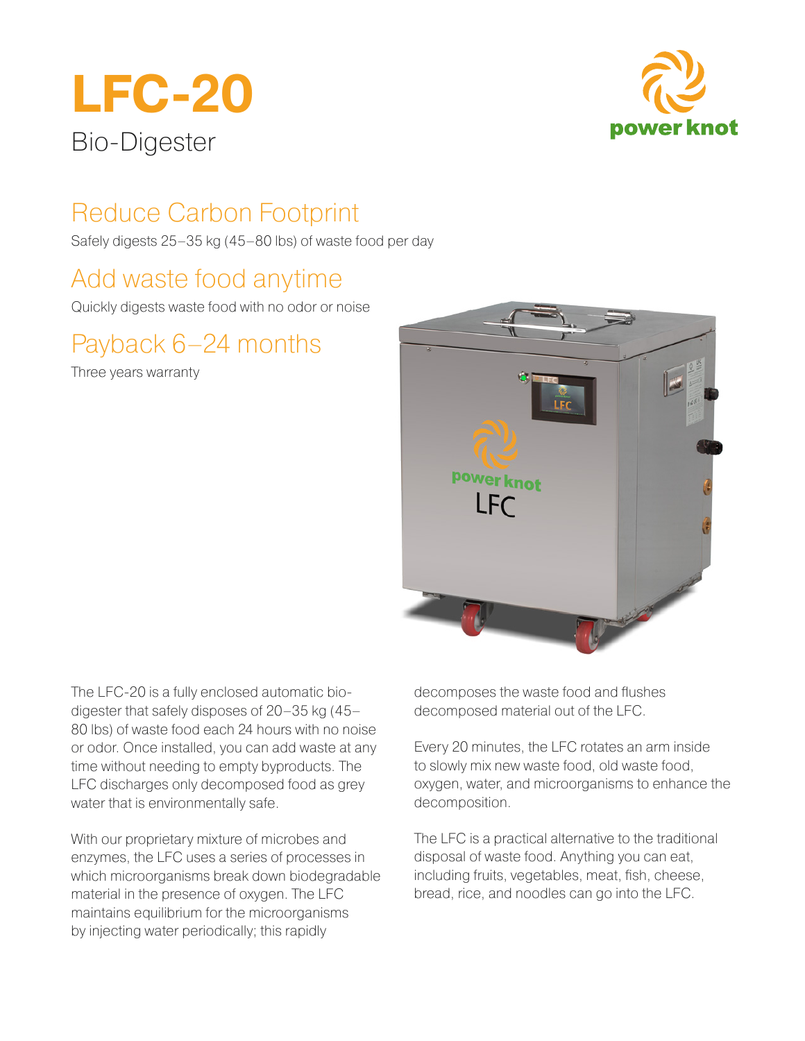# LFC-20

Bio-Digester

power knot

## Reduce Carbon Footprint

Safely digests 25–35 kg (45–80 lbs) of waste food per day

## Add waste food anytime

Quickly digests waste food with no odor or noise

## Payback 6–24 months

Three years warranty

The LFC-20 is a fully enclosed automatic bio-digester that safely disposes of 20–35 kg (45–80 lbs) of waste food each 24 hours with no noise or odor. Once installed, you can add waste at any time without needing to empty byproducts. The LFC discharges only decomposed food as grey water that is environmentally safe.

With our proprietary mixture of microbes and enzymes, the LFC uses a series of processes in which microorganisms break down biodegradable material in the presence of oxygen. The LFC maintains equilibrium for the microorganisms by injecting water periodically; this rapidly decomposes the waste food and flushes decomposed material out of the LFC.

Every 20 minutes, the LFC rotates an arm inside to slowly mix new waste food, old waste food, oxygen, water, and microorganisms to enhance the decomposition.

The LFC is a practical alternative to the traditional disposal of waste food. Anything you can eat, including fruits, vegetables, meat, fish, cheese, bread, rice, and noodles can go into the LFC.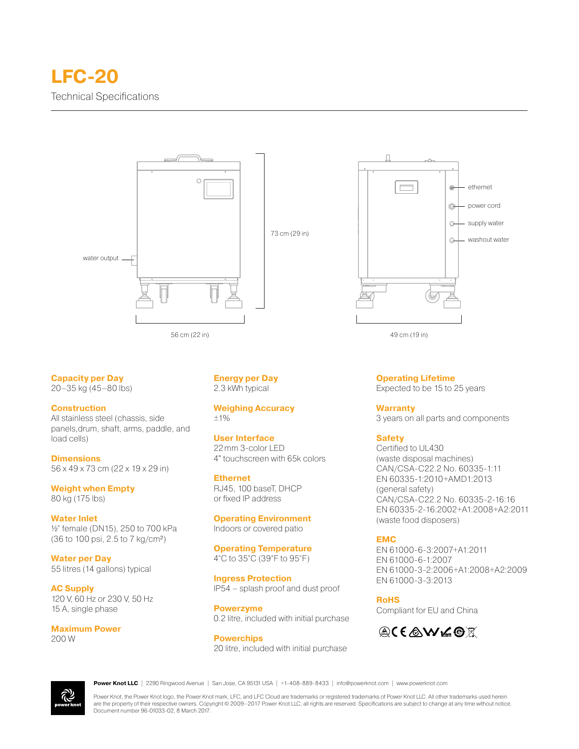# LFC-20

Technical Specifications

water output

73 cm (29 in)

56 cm (22 in)

ethernet

power cord

supply water

washout water

49 cm (19 in)

### Capacity per Day
20–35 kg (45–80 lbs)

### Construction
All stainless steel (chassis, side panels,drum, shaft, arms, paddle, and load cells)

### Dimensions
56 x 49 x 73 cm (22 x 19 x 29 in)

### Weight when Empty
80 kg (175 lbs)

### Water Inlet
½" female (DN15), 250 to 700 kPa (36 to 100 psi, 2.5 to 7 kg/cm²)

### Water per Day
55 litres (14 gallons) typical

### AC Supply
120 V, 60 Hz or 230 V, 50 Hz
15 A, single phase

### Maximum Power
200 W

### Energy per Day
2.3 kWh typical

### Weighing Accuracy
±1%

### User Interface
22 mm 3-color LED
4" touchscreen with 65k colors

### Ethernet
RJ45, 100 baseT, DHCP
or fixed IP address

### Operating Environment
Indoors or covered patio

### Operating Temperature
4°C to 35°C (39°F to 95°F)

### Ingress Protection
IP54 – splash proof and dust proof

### Powerzyme
0.2 litre, included with initial purchase

### Powerchips
20 litre, included with initial purchase

### Operating Lifetime
Expected to be 15 to 25 years

### Warranty
3 years on all parts and components

### Safety
Certified to UL430
(waste disposal machines)
CAN/CSA-C22.2 No. 60335-1:11
EN 60335-1:2010+AMD1:2013
(general safety)
CAN/CSA-C22.2 No. 60335-2-16:16
EN 60335-2-16:2002+A1:2008+A2:2011
(waste food disposers)

### EMC
EN 61000-6-3:2007+A1:2011
EN 61000-6-1:2007
EN 61000-3-2:2006+A1:2008+A2:2009
EN 61000-3-3:2013

### RoHS
Compliant for EU and China

**Power Knot LLC** | 2290 Ringwood Avenue | San Jose, CA 95131 USA | +1-408-889-8433 | info@powerknot.com | www.powerknot.com

Power Knot, the Power Knot logo, the Power Knot mark, LFC, and LFC Cloud are trademarks or registered trademarks of Power Knot LLC. All other trademarks used herein are the property of their respective owners. Copyright © 2009–2017 Power Knot LLC; all rights are reserved. Specifications are subject to change at any time without notice. Document number 96-01033-02, 8 March 2017.